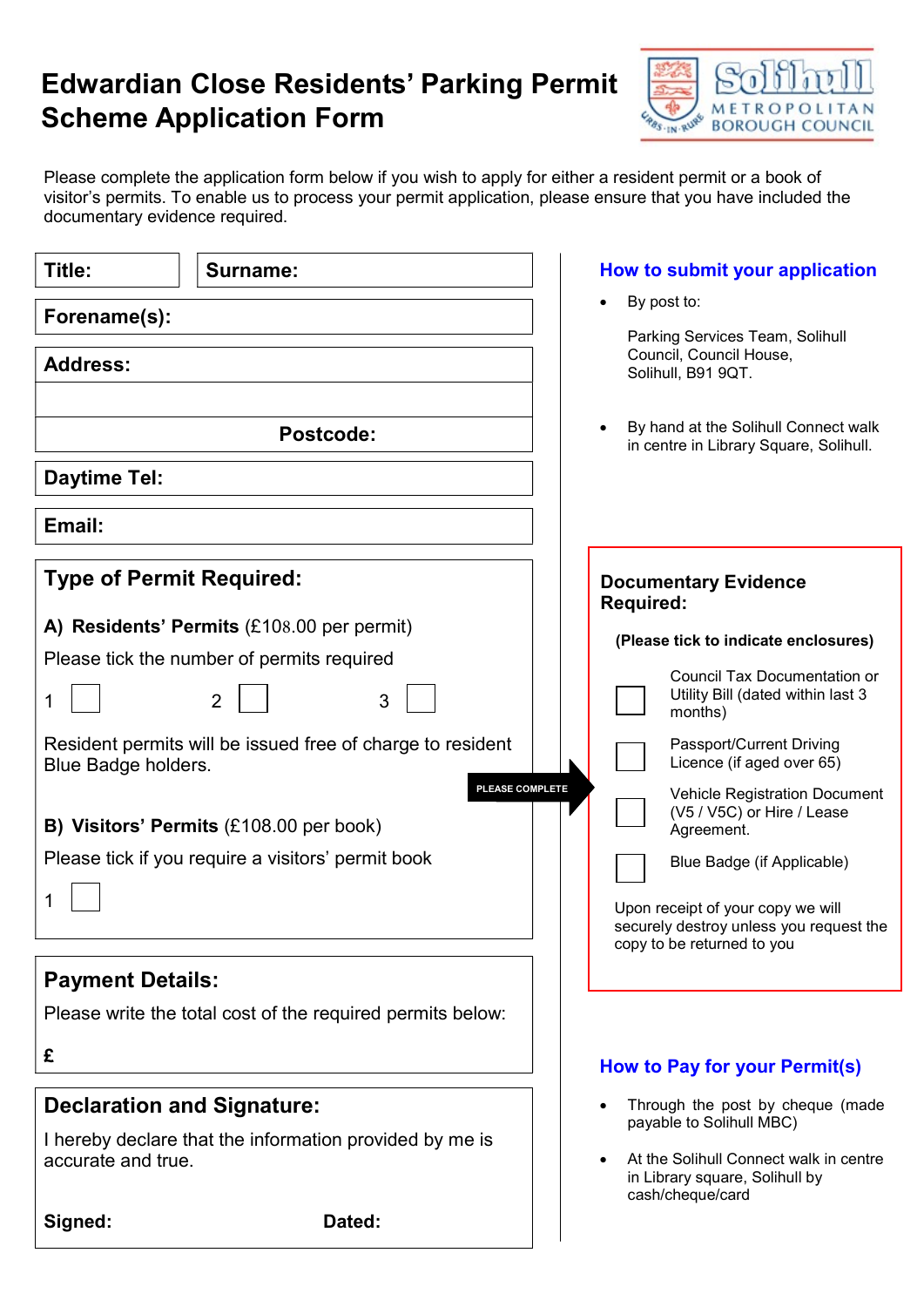# Edwardian Close Residents' Parking Permit Scheme Application Form

Solihull Metropolitan Borough Council

Please complete the application form below if you wish to apply for either a resident permit or a book of visitor's permits. To enable us to process your permit application, please ensure that you have included the documentary evidence required.

**Title:**

**Surname:**

**Forename(s):**

**Address:**

**Postcode:**

**Daytime Tel:**

**Email:**

## Type of Permit Required:

**A) Residents' Permits** (£108.00 per permit)

Please tick the number of permits required

1 ☐ 2 ☐ 3 ☐

Resident permits will be issued free of charge to resident Blue Badge holders.

PLEASE COMPLETE

**B) Visitors' Permits** (£108.00 per book)

Please tick if you require a visitors' permit book

1 ☐

## Payment Details:

Please write the total cost of the required permits below:

**£**

## Declaration and Signature:

I hereby declare that the information provided by me is accurate and true.

**Signed:** **Dated:**

## How to submit your application

- By post to:

  Parking Services Team, Solihull Council, Council House, Solihull, B91 9QT.

- By hand at the Solihull Connect walk in centre in Library Square, Solihull.

## Documentary Evidence Required:

**(Please tick to indicate enclosures)**

- ☐ Council Tax Documentation or Utility Bill (dated within last 3 months)
- ☐ Passport/Current Driving Licence (if aged over 65)
- ☐ Vehicle Registration Document (V5 / V5C) or Hire / Lease Agreement.
- ☐ Blue Badge (if Applicable)

Upon receipt of your copy we will securely destroy unless you request the copy to be returned to you

## How to Pay for your Permit(s)

- Through the post by cheque (made payable to Solihull MBC)
- At the Solihull Connect walk in centre in Library square, Solihull by cash/cheque/card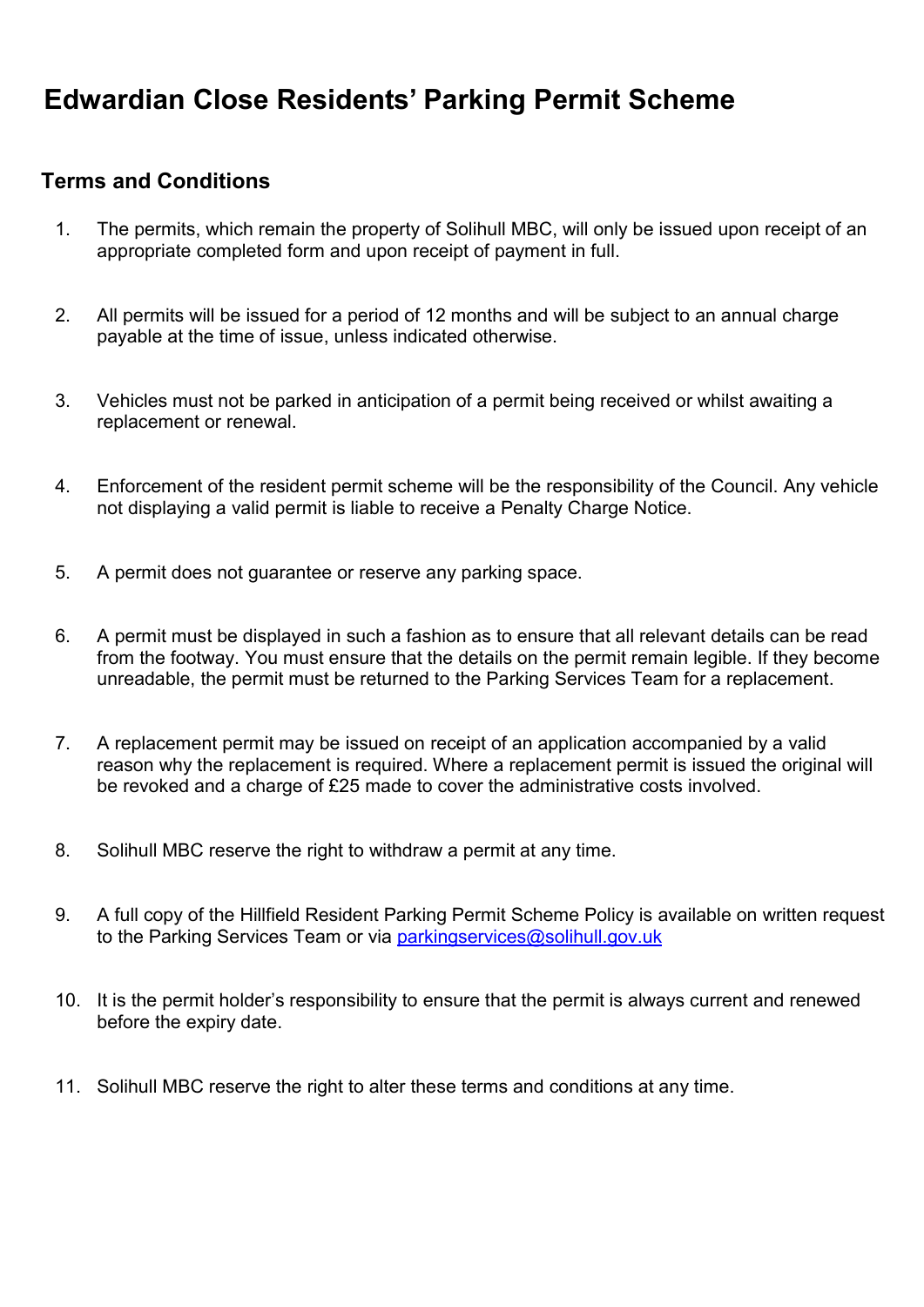# Edwardian Close Residents' Parking Permit Scheme

## Terms and Conditions

1. The permits, which remain the property of Solihull MBC, will only be issued upon receipt of an appropriate completed form and upon receipt of payment in full.

2. All permits will be issued for a period of 12 months and will be subject to an annual charge payable at the time of issue, unless indicated otherwise.

3. Vehicles must not be parked in anticipation of a permit being received or whilst awaiting a replacement or renewal.

4. Enforcement of the resident permit scheme will be the responsibility of the Council. Any vehicle not displaying a valid permit is liable to receive a Penalty Charge Notice.

5. A permit does not guarantee or reserve any parking space.

6. A permit must be displayed in such a fashion as to ensure that all relevant details can be read from the footway. You must ensure that the details on the permit remain legible. If they become unreadable, the permit must be returned to the Parking Services Team for a replacement.

7. A replacement permit may be issued on receipt of an application accompanied by a valid reason why the replacement is required. Where a replacement permit is issued the original will be revoked and a charge of £25 made to cover the administrative costs involved.

8. Solihull MBC reserve the right to withdraw a permit at any time.

9. A full copy of the Hillfield Resident Parking Permit Scheme Policy is available on written request to the Parking Services Team or via parkingservices@solihull.gov.uk

10. It is the permit holder's responsibility to ensure that the permit is always current and renewed before the expiry date.

11. Solihull MBC reserve the right to alter these terms and conditions at any time.